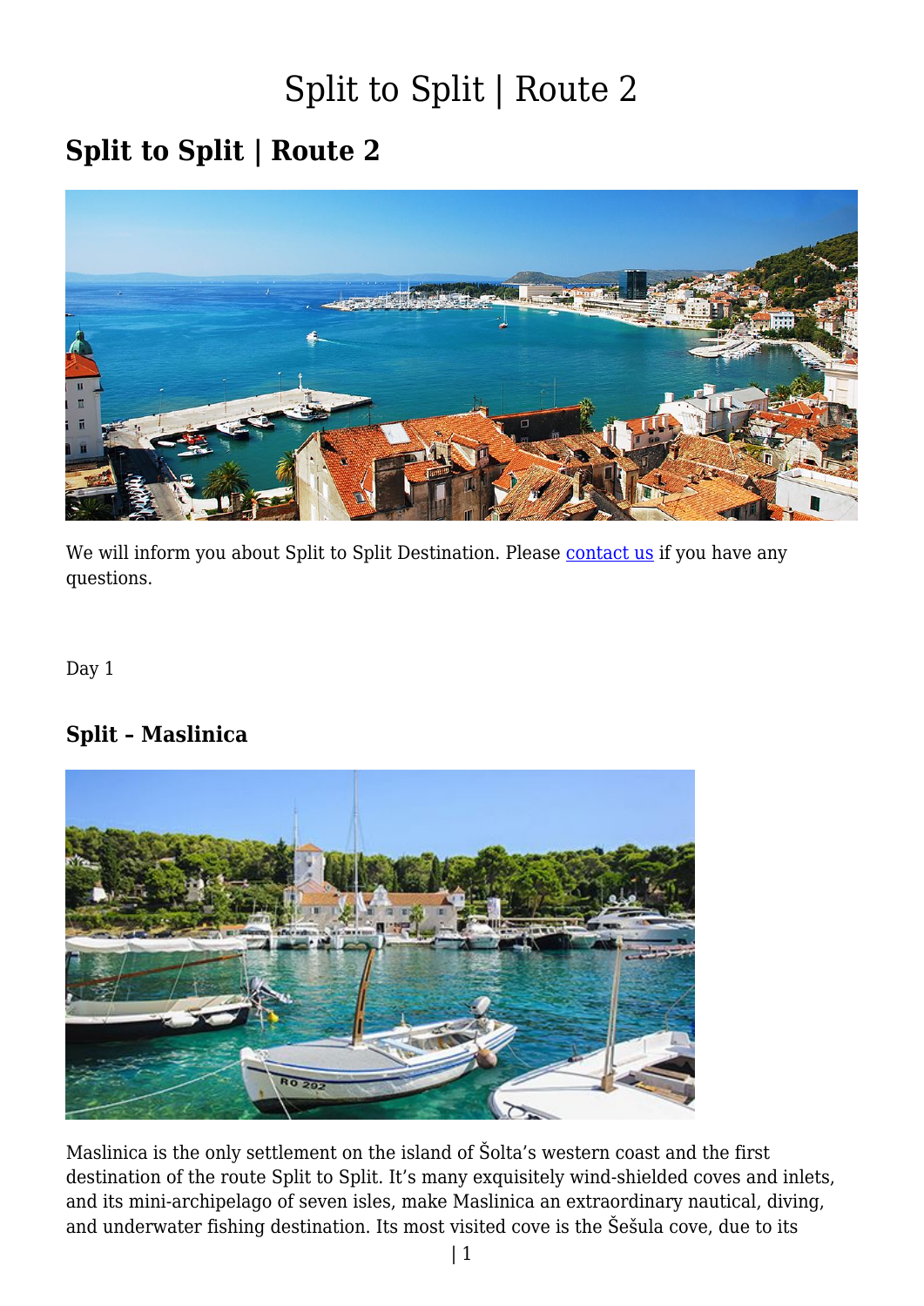# Split to Split | Route 2

## Split to Split | Route 2

We will inform you about Split to Split Destination. Please contact us if you have any questions.

Day 1

### Split – Maslinica

Maslinica is the only settlement on the island of Šolta's western coast and the first destination of the route Split to Split. It's many exquisitely wind-shielded coves and inlets, and its mini-archipelago of seven isles, make Maslinica an extraordinary nautical, diving, and underwater fishing destination. Its most visited cove is the Šešula cove, due to its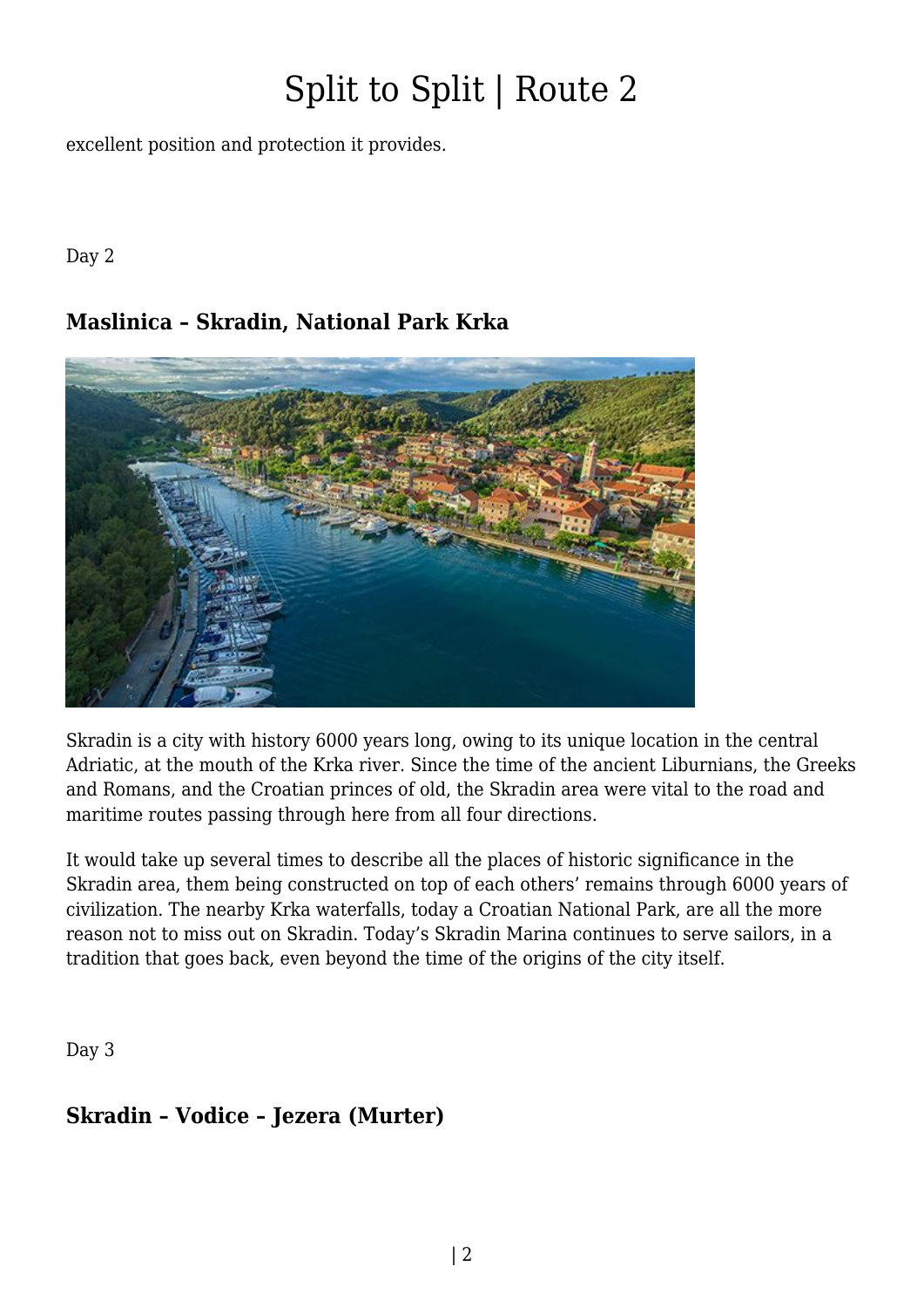excellent position and protection it provides.

Day 2

### Maslinica – Skradin, National Park Krka

Skradin is a city with history 6000 years long, owing to its unique location in the central Adriatic, at the mouth of the Krka river. Since the time of the ancient Liburnians, the Greeks and Romans, and the Croatian princes of old, the Skradin area were vital to the road and maritime routes passing through here from all four directions.

It would take up several times to describe all the places of historic significance in the Skradin area, them being constructed on top of each others' remains through 6000 years of civilization. The nearby Krka waterfalls, today a Croatian National Park, are all the more reason not to miss out on Skradin. Today's Skradin Marina continues to serve sailors, in a tradition that goes back, even beyond the time of the origins of the city itself.

Day 3

### Skradin – Vodice – Jezera (Murter)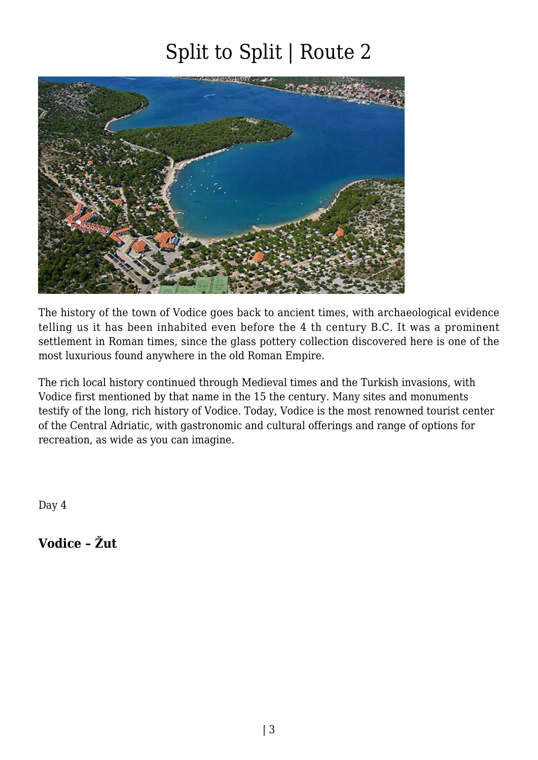# Split to Split | Route 2

The history of the town of Vodice goes back to ancient times, with archaeological evidence telling us it has been inhabited even before the 4 th century B.C. It was a prominent settlement in Roman times, since the glass pottery collection discovered here is one of the most luxurious found anywhere in the old Roman Empire.

The rich local history continued through Medieval times and the Turkish invasions, with Vodice first mentioned by that name in the 15 the century. Many sites and monuments testify of the long, rich history of Vodice. Today, Vodice is the most renowned tourist center of the Central Adriatic, with gastronomic and cultural offerings and range of options for recreation, as wide as you can imagine.

Day 4

### Vodice – Žut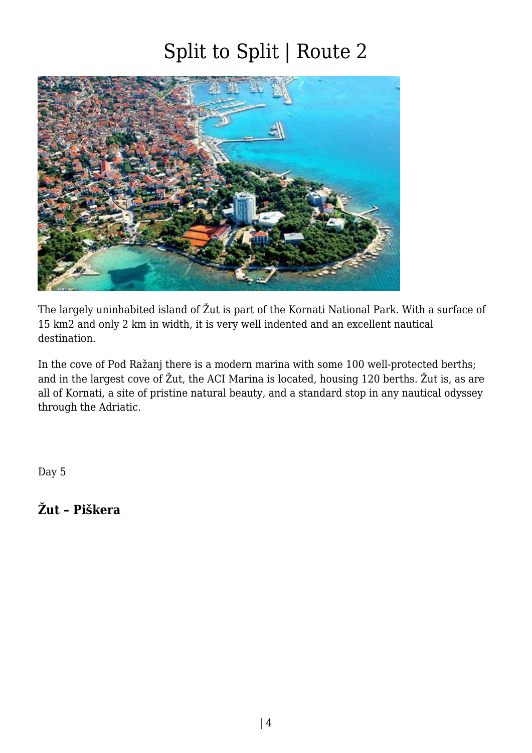# Split to Split | Route 2

The largely uninhabited island of Žut is part of the Kornati National Park. With a surface of 15 km2 and only 2 km in width, it is very well indented and an excellent nautical destination.

In the cove of Pod Ražanj there is a modern marina with some 100 well-protected berths; and in the largest cove of Žut, the ACI Marina is located, housing 120 berths. Žut is, as are all of Kornati, a site of pristine natural beauty, and a standard stop in any nautical odyssey through the Adriatic.

Day 5

### Žut – Piškera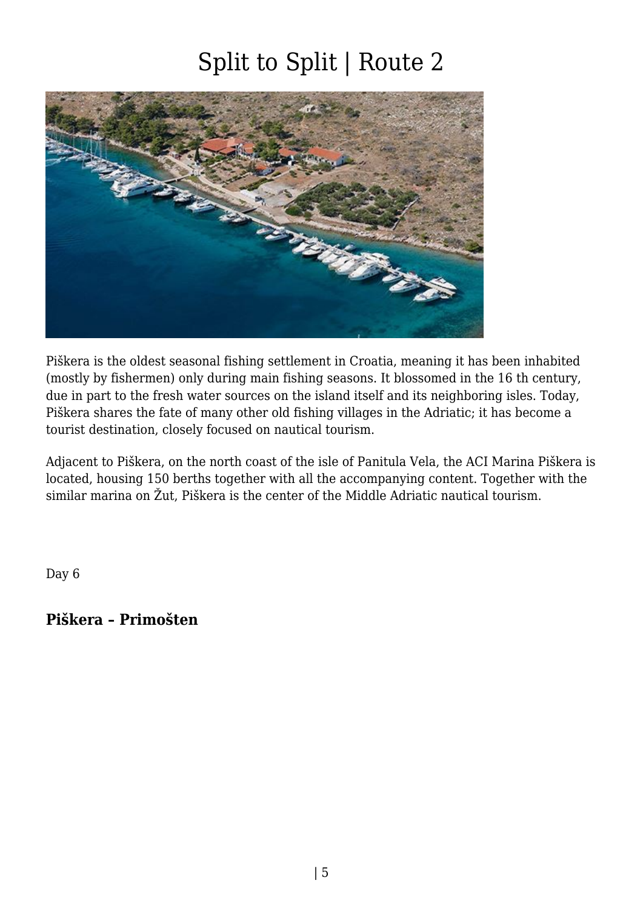Piškera is the oldest seasonal fishing settlement in Croatia, meaning it has been inhabited (mostly by fishermen) only during main fishing seasons. It blossomed in the 16 th century, due in part to the fresh water sources on the island itself and its neighboring isles. Today, Piškera shares the fate of many other old fishing villages in the Adriatic; it has become a tourist destination, closely focused on nautical tourism.

Adjacent to Piškera, on the north coast of the isle of Panitula Vela, the ACI Marina Piškera is located, housing 150 berths together with all the accompanying content. Together with the similar marina on Žut, Piškera is the center of the Middle Adriatic nautical tourism.

Day 6

### Piškera – Primošten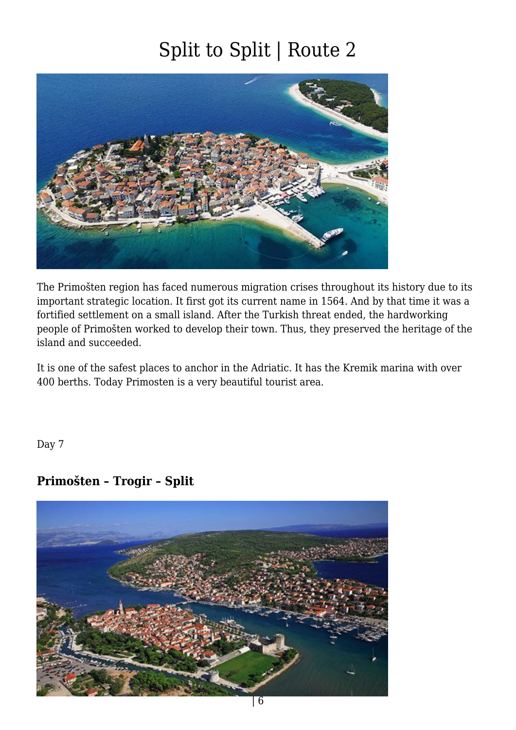The Primošten region has faced numerous migration crises throughout its history due to its important strategic location. It first got its current name in 1564. And by that time it was a fortified settlement on a small island. After the Turkish threat ended, the hardworking people of Primošten worked to develop their town. Thus, they preserved the heritage of the island and succeeded.

It is one of the safest places to anchor in the Adriatic. It has the Kremik marina with over 400 berths. Today Primosten is a very beautiful tourist area.

Day 7

### Primošten – Trogir – Split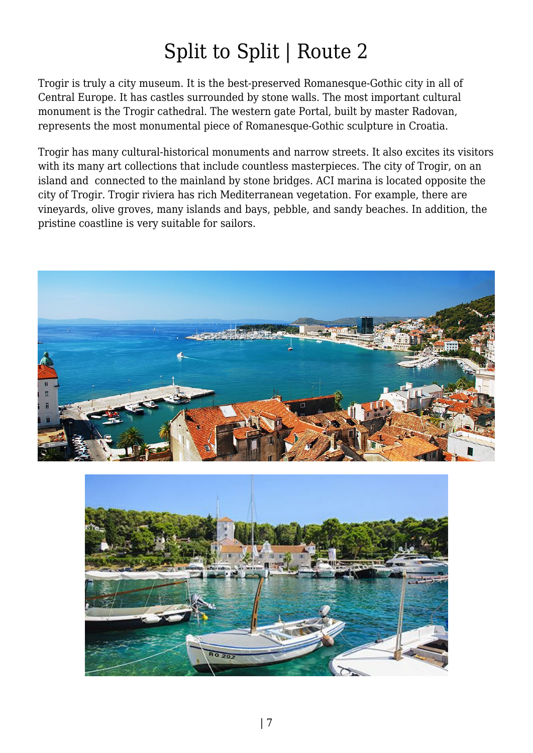# Split to Split | Route 2

Trogir is truly a city museum. It is the best-preserved Romanesque-Gothic city in all of Central Europe. It has castles surrounded by stone walls. The most important cultural monument is the Trogir cathedral. The western gate Portal, built by master Radovan, represents the most monumental piece of Romanesque-Gothic sculpture in Croatia.

Trogir has many cultural-historical monuments and narrow streets. It also excites its visitors with its many art collections that include countless masterpieces. The city of Trogir, on an island and connected to the mainland by stone bridges. ACI marina is located opposite the city of Trogir. Trogir riviera has rich Mediterranean vegetation. For example, there are vineyards, olive groves, many islands and bays, pebble, and sandy beaches. In addition, the pristine coastline is very suitable for sailors.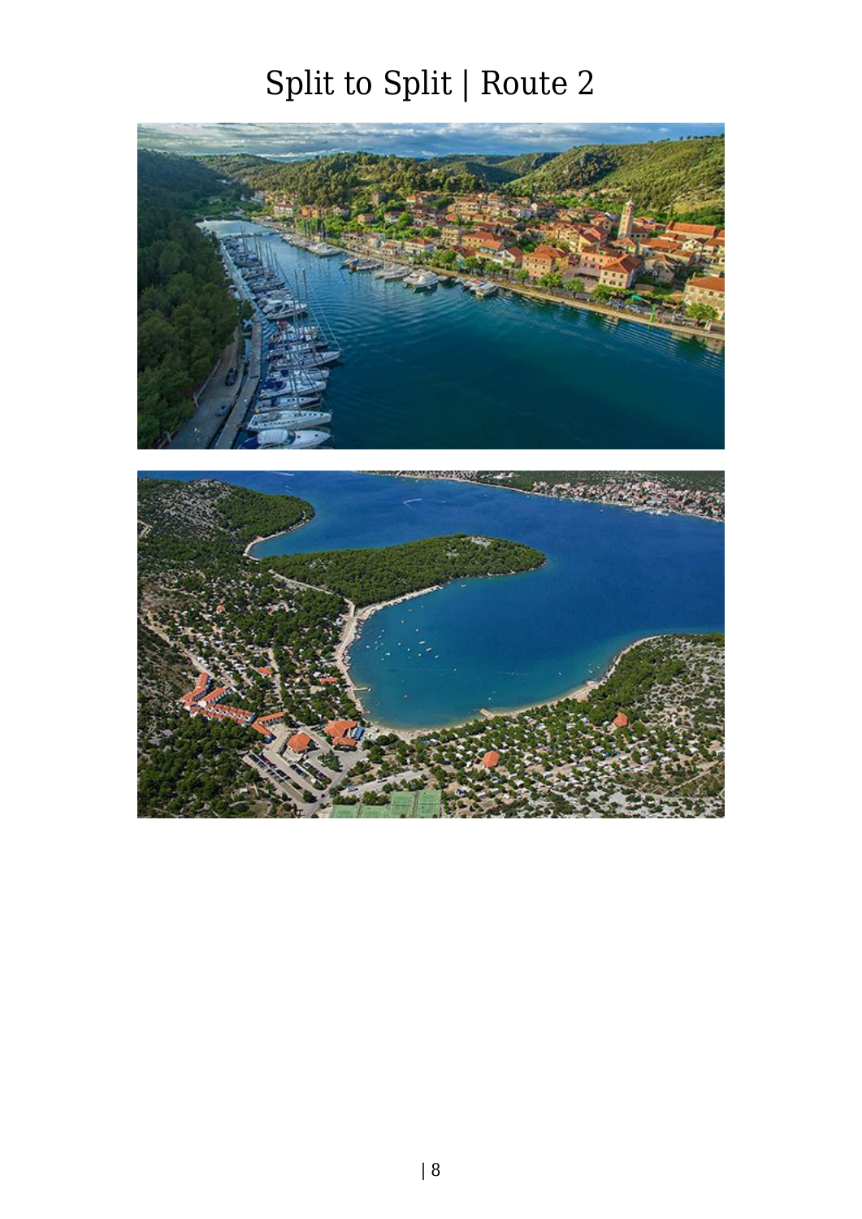# Split to Split | Route 2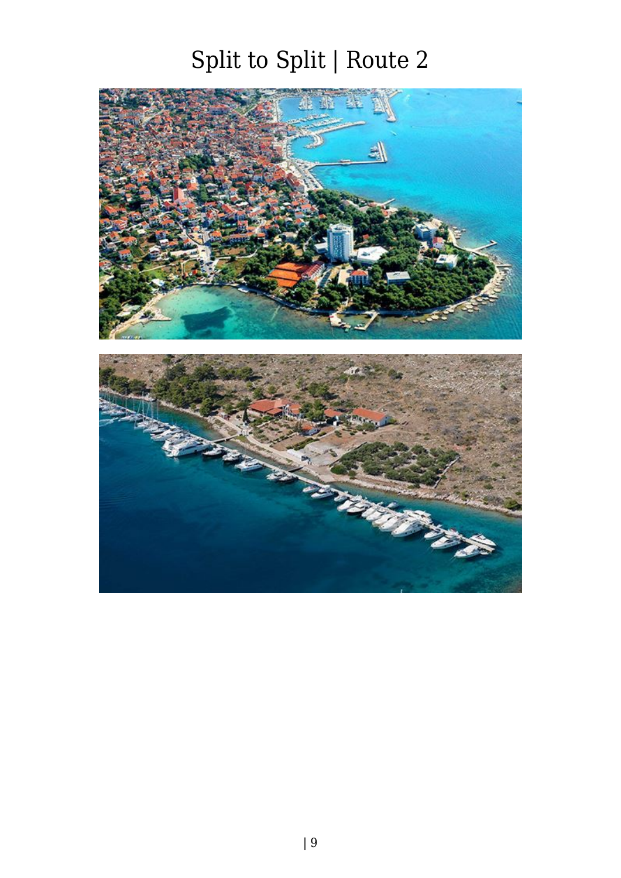# Split to Split | Route 2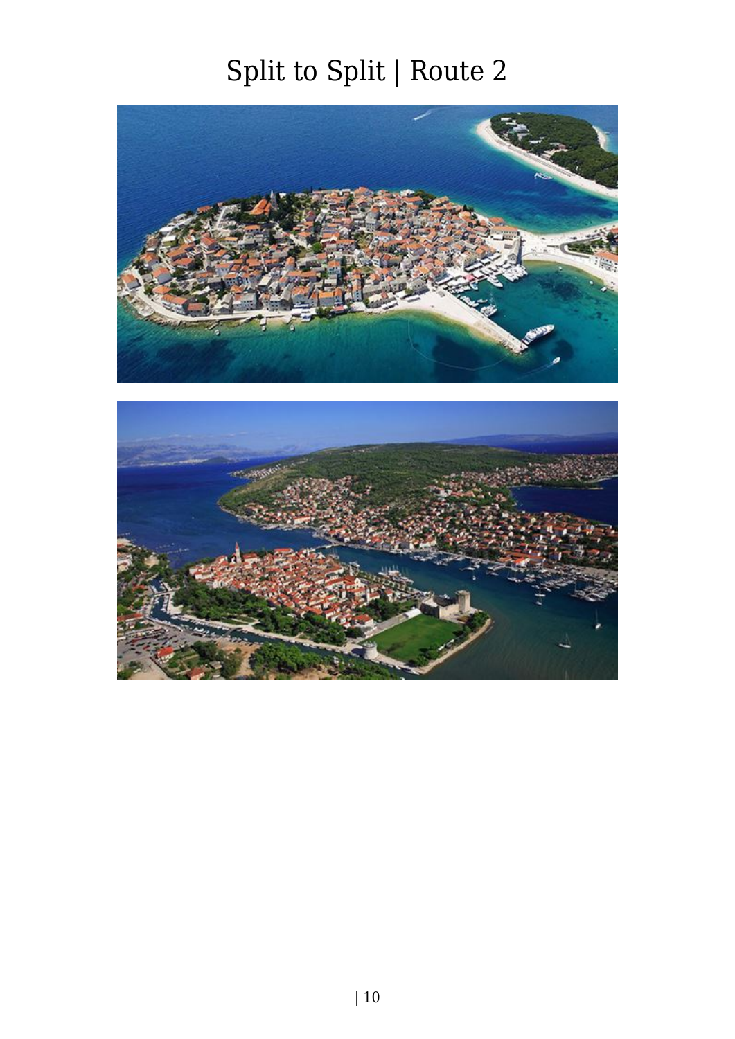# Split to Split | Route 2